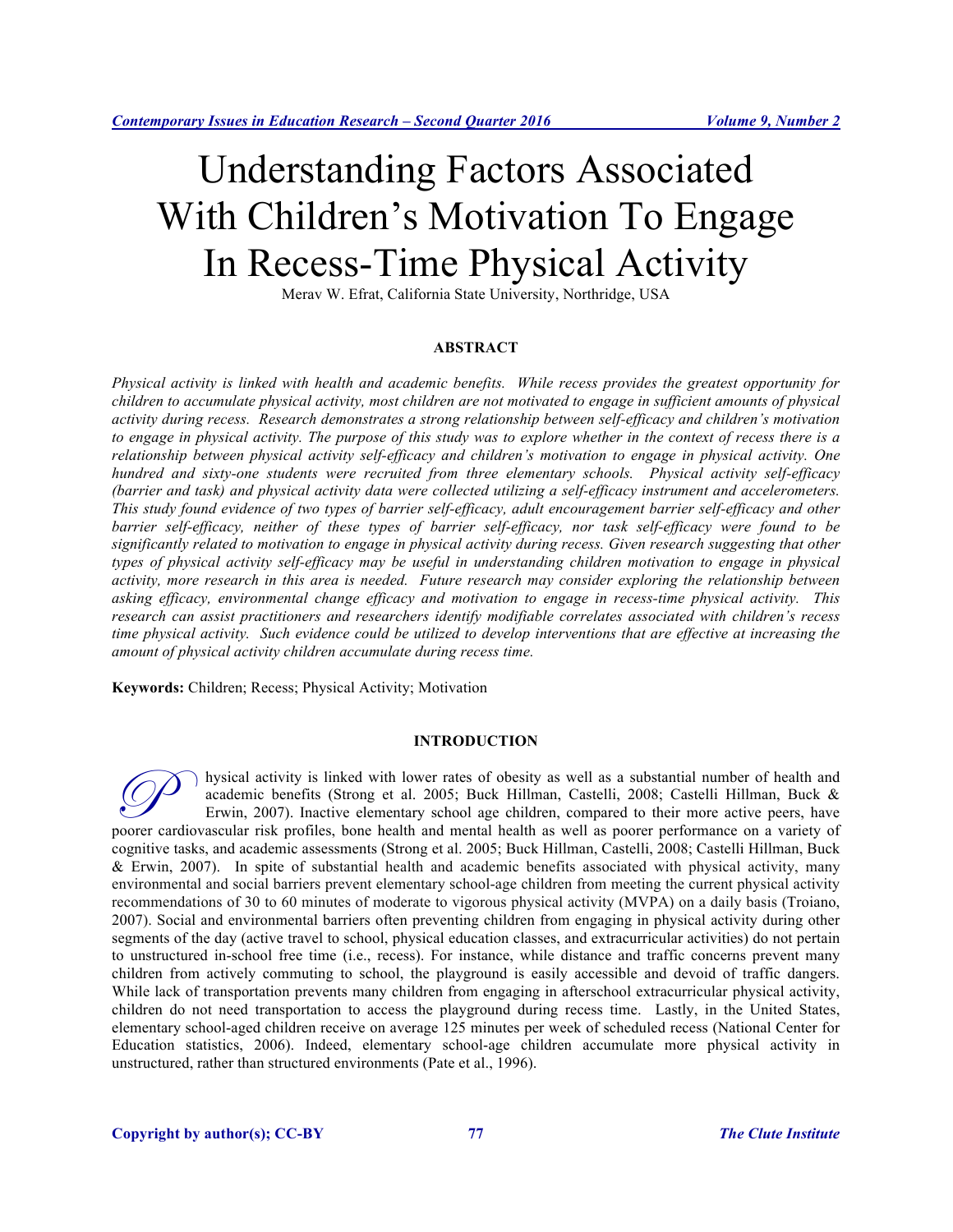# Understanding Factors Associated With Children's Motivation To Engage In Recess-Time Physical Activity

Merav W. Efrat, California State University, Northridge, USA

## ABSTRACT

*Physical activity is linked with health and academic benefits. While recess provides the greatest opportunity for children to accumulate physical activity, most children are not motivated to engage in sufficient amounts of physical activity during recess. Research demonstrates a strong relationship between self-efficacy and children's motivation to engage in physical activity. The purpose of this study was to explore whether in the context of recess there is a relationship between physical activity self-efficacy and children's motivation to engage in physical activity. One hundred and sixty-one students were recruited from three elementary schools. Physical activity self-efficacy (barrier and task) and physical activity data were collected utilizing a self-efficacy instrument and accelerometers. This study found evidence of two types of barrier self-efficacy, adult encouragement barrier self-efficacy and other barrier self-efficacy, neither of these types of barrier self-efficacy, nor task self-efficacy were found to be significantly related to motivation to engage in physical activity during recess. Given research suggesting that other types of physical activity self-efficacy may be useful in understanding children motivation to engage in physical activity, more research in this area is needed. Future research may consider exploring the relationship between asking efficacy, environmental change efficacy and motivation to engage in recess-time physical activity. This research can assist practitioners and researchers identify modifiable correlates associated with children's recess time physical activity. Such evidence could be utilized to develop interventions that are effective at increasing the amount of physical activity children accumulate during recess time.*

**Keywords:** Children; Recess; Physical Activity; Motivation

## INTRODUCTION

Physical activity is linked with lower rates of obesity as well as a substantial number of health and academic benefits (Strong et al. 2005; Buck Hillman, Castelli, 2008; Castelli Hillman, Buck & Erwin, 2007). Inactive elementary school age children, compared to their more active peers, have poorer cardiovascular risk profiles, bone health and mental health as well as poorer performance on a variety of cognitive tasks, and academic assessments (Strong et al. 2005; Buck Hillman, Castelli, 2008; Castelli Hillman, Buck & Erwin, 2007). In spite of substantial health and academic benefits associated with physical activity, many environmental and social barriers prevent elementary school-age children from meeting the current physical activity recommendations of 30 to 60 minutes of moderate to vigorous physical activity (MVPA) on a daily basis (Troiano, 2007). Social and environmental barriers often preventing children from engaging in physical activity during other segments of the day (active travel to school, physical education classes, and extracurricular activities) do not pertain to unstructured in-school free time (i.e., recess). For instance, while distance and traffic concerns prevent many children from actively commuting to school, the playground is easily accessible and devoid of traffic dangers. While lack of transportation prevents many children from engaging in afterschool extracurricular physical activity, children do not need transportation to access the playground during recess time. Lastly, in the United States, elementary school-aged children receive on average 125 minutes per week of scheduled recess (National Center for Education statistics, 2006). Indeed, elementary school-age children accumulate more physical activity in unstructured, rather than structured environments (Pate et al., 1996).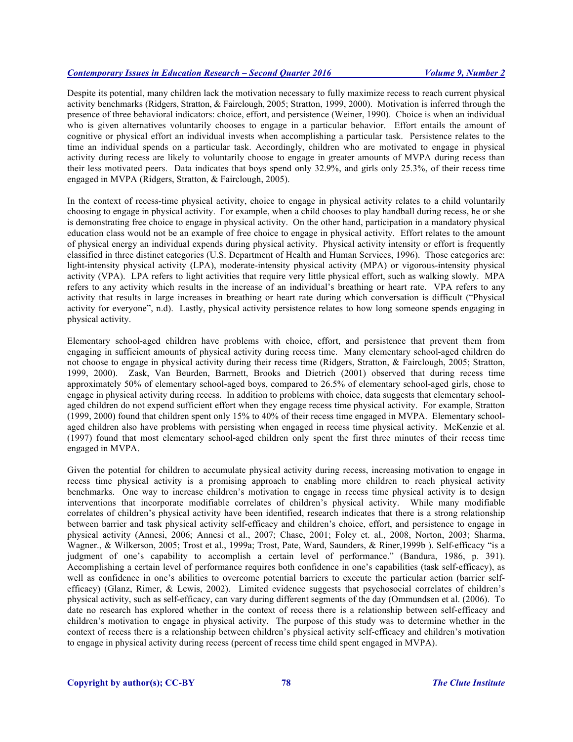Despite its potential, many children lack the motivation necessary to fully maximize recess to reach current physical activity benchmarks (Ridgers, Stratton, & Fairclough, 2005; Stratton, 1999, 2000). Motivation is inferred through the presence of three behavioral indicators: choice, effort, and persistence (Weiner, 1990). Choice is when an individual who is given alternatives voluntarily chooses to engage in a particular behavior. Effort entails the amount of cognitive or physical effort an individual invests when accomplishing a particular task. Persistence relates to the time an individual spends on a particular task. Accordingly, children who are motivated to engage in physical activity during recess are likely to voluntarily choose to engage in greater amounts of MVPA during recess than their less motivated peers. Data indicates that boys spend only 32.9%, and girls only 25.3%, of their recess time engaged in MVPA (Ridgers, Stratton, & Fairclough, 2005).

In the context of recess-time physical activity, choice to engage in physical activity relates to a child voluntarily choosing to engage in physical activity. For example, when a child chooses to play handball during recess, he or she is demonstrating free choice to engage in physical activity. On the other hand, participation in a mandatory physical education class would not be an example of free choice to engage in physical activity. Effort relates to the amount of physical energy an individual expends during physical activity. Physical activity intensity or effort is frequently classified in three distinct categories (U.S. Department of Health and Human Services, 1996). Those categories are: light-intensity physical activity (LPA), moderate-intensity physical activity (MPA) or vigorous-intensity physical activity (VPA). LPA refers to light activities that require very little physical effort, such as walking slowly. MPA refers to any activity which results in the increase of an individual's breathing or heart rate. VPA refers to any activity that results in large increases in breathing or heart rate during which conversation is difficult ("Physical activity for everyone", n.d). Lastly, physical activity persistence relates to how long someone spends engaging in physical activity.

Elementary school-aged children have problems with choice, effort, and persistence that prevent them from engaging in sufficient amounts of physical activity during recess time. Many elementary school-aged children do not choose to engage in physical activity during their recess time (Ridgers, Stratton, & Fairclough, 2005; Stratton, 1999, 2000). Zask, Van Beurden, Barrnett, Brooks and Dietrich (2001) observed that during recess time approximately 50% of elementary school-aged boys, compared to 26.5% of elementary school-aged girls, chose to engage in physical activity during recess. In addition to problems with choice, data suggests that elementary school-aged children do not expend sufficient effort when they engage recess time physical activity. For example, Stratton (1999, 2000) found that children spent only 15% to 40% of their recess time engaged in MVPA. Elementary school-aged children also have problems with persisting when engaged in recess time physical activity. McKenzie et al. (1997) found that most elementary school-aged children only spent the first three minutes of their recess time engaged in MVPA.

Given the potential for children to accumulate physical activity during recess, increasing motivation to engage in recess time physical activity is a promising approach to enabling more children to reach physical activity benchmarks. One way to increase children's motivation to engage in recess time physical activity is to design interventions that incorporate modifiable correlates of children's physical activity. While many modifiable correlates of children's physical activity have been identified, research indicates that there is a strong relationship between barrier and task physical activity self-efficacy and children's choice, effort, and persistence to engage in physical activity (Annesi, 2006; Annesi et al., 2007; Chase, 2001; Foley et. al., 2008, Norton, 2003; Sharma, Wagner., & Wilkerson, 2005; Trost et al., 1999a; Trost, Pate, Ward, Saunders, & Riner,1999b ). Self-efficacy "is a judgment of one's capability to accomplish a certain level of performance." (Bandura, 1986, p. 391). Accomplishing a certain level of performance requires both confidence in one's capabilities (task self-efficacy), as well as confidence in one's abilities to overcome potential barriers to execute the particular action (barrier self-efficacy) (Glanz, Rimer, & Lewis, 2002). Limited evidence suggests that psychosocial correlates of children's physical activity, such as self-efficacy, can vary during different segments of the day (Ommundsen et al. (2006). To date no research has explored whether in the context of recess there is a relationship between self-efficacy and children's motivation to engage in physical activity. The purpose of this study was to determine whether in the context of recess there is a relationship between children's physical activity self-efficacy and children's motivation to engage in physical activity during recess (percent of recess time child spent engaged in MVPA).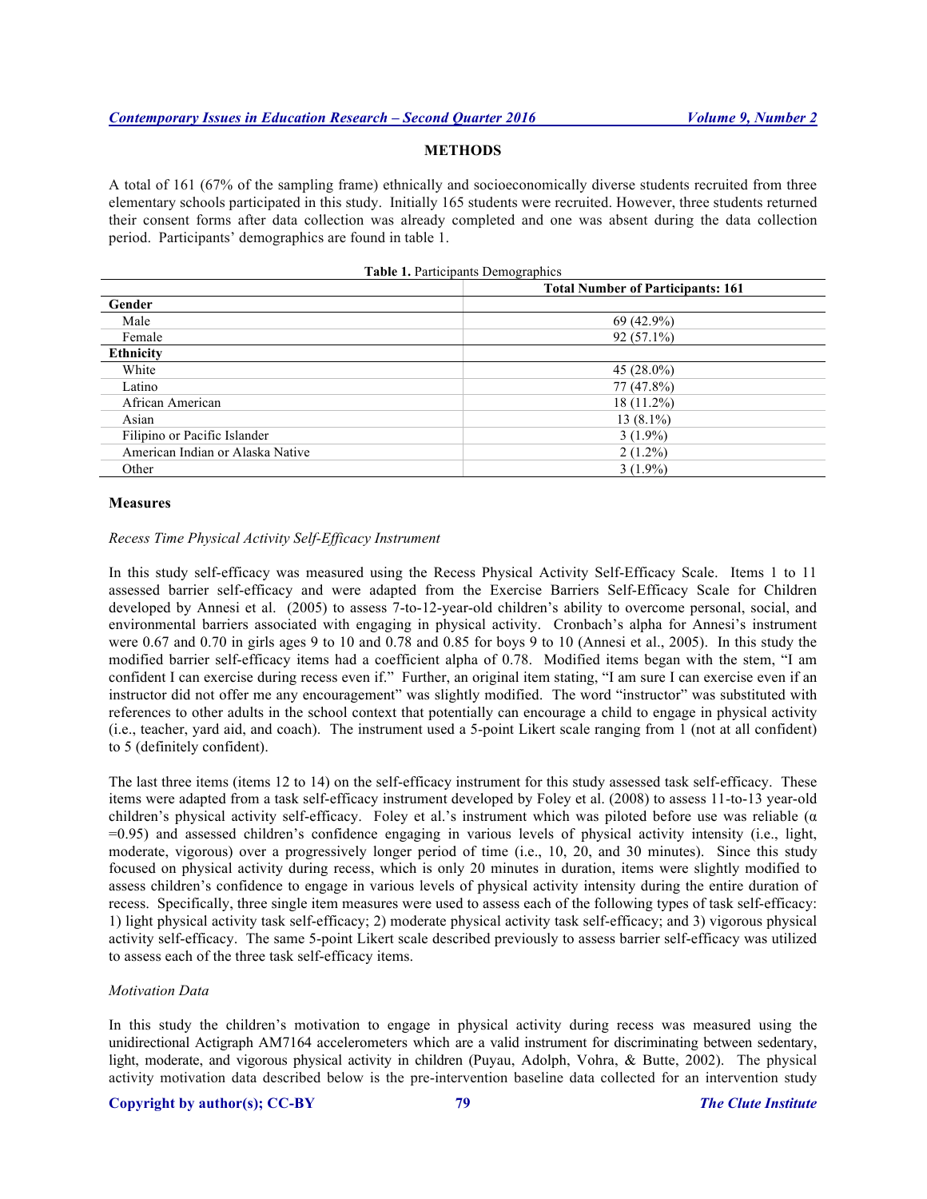## METHODS

A total of 161 (67% of the sampling frame) ethnically and socioeconomically diverse students recruited from three elementary schools participated in this study. Initially 165 students were recruited. However, three students returned their consent forms after data collection was already completed and one was absent during the data collection period. Participants' demographics are found in table 1.

**Table 1.** Participants Demographics

| | **Total Number of Participants: 161** |
|---|---|
| **Gender** | |
| Male | 69 (42.9%) |
| Female | 92 (57.1%) |
| **Ethnicity** | |
| White | 45 (28.0%) |
| Latino | 77 (47.8%) |
| African American | 18 (11.2%) |
| Asian | 13 (8.1%) |
| Filipino or Pacific Islander | 3 (1.9%) |
| American Indian or Alaska Native | 2 (1.2%) |
| Other | 3 (1.9%) |

### Measures

*Recess Time Physical Activity Self-Efficacy Instrument*

In this study self-efficacy was measured using the Recess Physical Activity Self-Efficacy Scale. Items 1 to 11 assessed barrier self-efficacy and were adapted from the Exercise Barriers Self-Efficacy Scale for Children developed by Annesi et al. (2005) to assess 7-to-12-year-old children's ability to overcome personal, social, and environmental barriers associated with engaging in physical activity. Cronbach's alpha for Annesi's instrument were 0.67 and 0.70 in girls ages 9 to 10 and 0.78 and 0.85 for boys 9 to 10 (Annesi et al., 2005). In this study the modified barrier self-efficacy items had a coefficient alpha of 0.78. Modified items began with the stem, "I am confident I can exercise during recess even if." Further, an original item stating, "I am sure I can exercise even if an instructor did not offer me any encouragement" was slightly modified. The word "instructor" was substituted with references to other adults in the school context that potentially can encourage a child to engage in physical activity (i.e., teacher, yard aid, and coach). The instrument used a 5-point Likert scale ranging from 1 (not at all confident) to 5 (definitely confident).

The last three items (items 12 to 14) on the self-efficacy instrument for this study assessed task self-efficacy. These items were adapted from a task self-efficacy instrument developed by Foley et al. (2008) to assess 11-to-13 year-old children's physical activity self-efficacy. Foley et al.'s instrument which was piloted before use was reliable ($\alpha = 0.95$) and assessed children's confidence engaging in various levels of physical activity intensity (i.e., light, moderate, vigorous) over a progressively longer period of time (i.e., 10, 20, and 30 minutes). Since this study focused on physical activity during recess, which is only 20 minutes in duration, items were slightly modified to assess children's confidence to engage in various levels of physical activity intensity during the entire duration of recess. Specifically, three single item measures were used to assess each of the following types of task self-efficacy: 1) light physical activity task self-efficacy; 2) moderate physical activity task self-efficacy; and 3) vigorous physical activity self-efficacy. The same 5-point Likert scale described previously to assess barrier self-efficacy was utilized to assess each of the three task self-efficacy items.

*Motivation Data*

In this study the children's motivation to engage in physical activity during recess was measured using the unidirectional Actigraph AM7164 accelerometers which are a valid instrument for discriminating between sedentary, light, moderate, and vigorous physical activity in children (Puyau, Adolph, Vohra, & Butte, 2002). The physical activity motivation data described below is the pre-intervention baseline data collected for an intervention study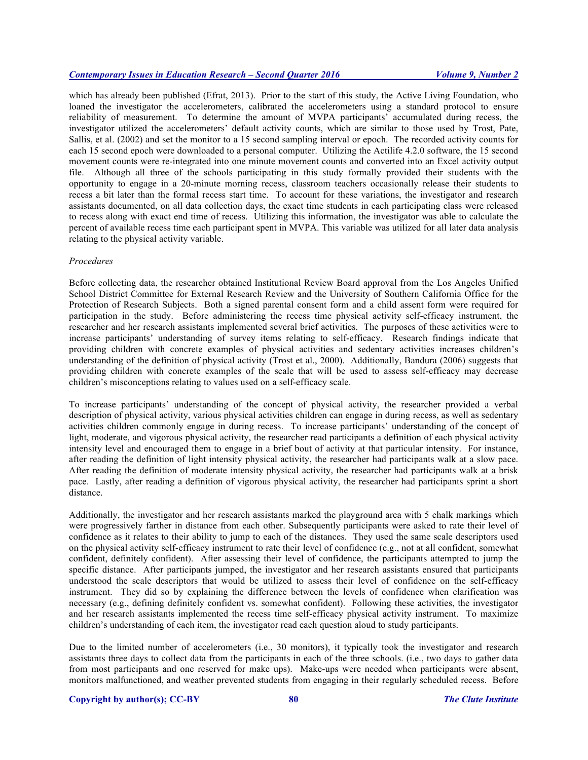which has already been published (Efrat, 2013). Prior to the start of this study, the Active Living Foundation, who loaned the investigator the accelerometers, calibrated the accelerometers using a standard protocol to ensure reliability of measurement. To determine the amount of MVPA participants' accumulated during recess, the investigator utilized the accelerometers' default activity counts, which are similar to those used by Trost, Pate, Sallis, et al. (2002) and set the monitor to a 15 second sampling interval or epoch. The recorded activity counts for each 15 second epoch were downloaded to a personal computer. Utilizing the Actilife 4.2.0 software, the 15 second movement counts were re-integrated into one minute movement counts and converted into an Excel activity output file. Although all three of the schools participating in this study formally provided their students with the opportunity to engage in a 20-minute morning recess, classroom teachers occasionally release their students to recess a bit later than the formal recess start time. To account for these variations, the investigator and research assistants documented, on all data collection days, the exact time students in each participating class were released to recess along with exact end time of recess. Utilizing this information, the investigator was able to calculate the percent of available recess time each participant spent in MVPA. This variable was utilized for all later data analysis relating to the physical activity variable.

*Procedures*

Before collecting data, the researcher obtained Institutional Review Board approval from the Los Angeles Unified School District Committee for External Research Review and the University of Southern California Office for the Protection of Research Subjects. Both a signed parental consent form and a child assent form were required for participation in the study. Before administering the recess time physical activity self-efficacy instrument, the researcher and her research assistants implemented several brief activities. The purposes of these activities were to increase participants' understanding of survey items relating to self-efficacy. Research findings indicate that providing children with concrete examples of physical activities and sedentary activities increases children's understanding of the definition of physical activity (Trost et al., 2000). Additionally, Bandura (2006) suggests that providing children with concrete examples of the scale that will be used to assess self-efficacy may decrease children's misconceptions relating to values used on a self-efficacy scale.

To increase participants' understanding of the concept of physical activity, the researcher provided a verbal description of physical activity, various physical activities children can engage in during recess, as well as sedentary activities children commonly engage in during recess. To increase participants' understanding of the concept of light, moderate, and vigorous physical activity, the researcher read participants a definition of each physical activity intensity level and encouraged them to engage in a brief bout of activity at that particular intensity. For instance, after reading the definition of light intensity physical activity, the researcher had participants walk at a slow pace. After reading the definition of moderate intensity physical activity, the researcher had participants walk at a brisk pace. Lastly, after reading a definition of vigorous physical activity, the researcher had participants sprint a short distance.

Additionally, the investigator and her research assistants marked the playground area with 5 chalk markings which were progressively farther in distance from each other. Subsequently participants were asked to rate their level of confidence as it relates to their ability to jump to each of the distances. They used the same scale descriptors used on the physical activity self-efficacy instrument to rate their level of confidence (e.g., not at all confident, somewhat confident, definitely confident). After assessing their level of confidence, the participants attempted to jump the specific distance. After participants jumped, the investigator and her research assistants ensured that participants understood the scale descriptors that would be utilized to assess their level of confidence on the self-efficacy instrument. They did so by explaining the difference between the levels of confidence when clarification was necessary (e.g., defining definitely confident vs. somewhat confident). Following these activities, the investigator and her research assistants implemented the recess time self-efficacy physical activity instrument. To maximize children's understanding of each item, the investigator read each question aloud to study participants.

Due to the limited number of accelerometers (i.e., 30 monitors), it typically took the investigator and research assistants three days to collect data from the participants in each of the three schools. (i.e., two days to gather data from most participants and one reserved for make ups). Make-ups were needed when participants were absent, monitors malfunctioned, and weather prevented students from engaging in their regularly scheduled recess. Before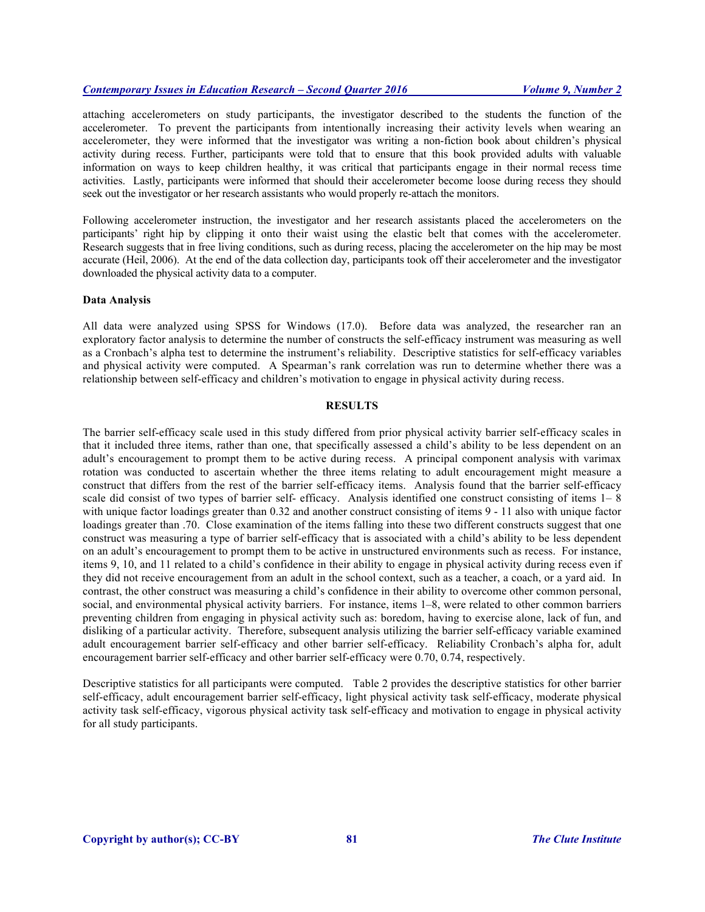attaching accelerometers on study participants, the investigator described to the students the function of the accelerometer. To prevent the participants from intentionally increasing their activity levels when wearing an accelerometer, they were informed that the investigator was writing a non-fiction book about children's physical activity during recess. Further, participants were told that to ensure that this book provided adults with valuable information on ways to keep children healthy, it was critical that participants engage in their normal recess time activities. Lastly, participants were informed that should their accelerometer become loose during recess they should seek out the investigator or her research assistants who would properly re-attach the monitors.

Following accelerometer instruction, the investigator and her research assistants placed the accelerometers on the participants' right hip by clipping it onto their waist using the elastic belt that comes with the accelerometer. Research suggests that in free living conditions, such as during recess, placing the accelerometer on the hip may be most accurate (Heil, 2006). At the end of the data collection day, participants took off their accelerometer and the investigator downloaded the physical activity data to a computer.

**Data Analysis**

All data were analyzed using SPSS for Windows (17.0). Before data was analyzed, the researcher ran an exploratory factor analysis to determine the number of constructs the self-efficacy instrument was measuring as well as a Cronbach's alpha test to determine the instrument's reliability. Descriptive statistics for self-efficacy variables and physical activity were computed. A Spearman's rank correlation was run to determine whether there was a relationship between self-efficacy and children's motivation to engage in physical activity during recess.

## RESULTS

The barrier self-efficacy scale used in this study differed from prior physical activity barrier self-efficacy scales in that it included three items, rather than one, that specifically assessed a child's ability to be less dependent on an adult's encouragement to prompt them to be active during recess. A principal component analysis with varimax rotation was conducted to ascertain whether the three items relating to adult encouragement might measure a construct that differs from the rest of the barrier self-efficacy items. Analysis found that the barrier self-efficacy scale did consist of two types of barrier self- efficacy. Analysis identified one construct consisting of items 1– 8 with unique factor loadings greater than 0.32 and another construct consisting of items 9 - 11 also with unique factor loadings greater than .70. Close examination of the items falling into these two different constructs suggest that one construct was measuring a type of barrier self-efficacy that is associated with a child's ability to be less dependent on an adult's encouragement to prompt them to be active in unstructured environments such as recess. For instance, items 9, 10, and 11 related to a child's confidence in their ability to engage in physical activity during recess even if they did not receive encouragement from an adult in the school context, such as a teacher, a coach, or a yard aid. In contrast, the other construct was measuring a child's confidence in their ability to overcome other common personal, social, and environmental physical activity barriers. For instance, items 1–8, were related to other common barriers preventing children from engaging in physical activity such as: boredom, having to exercise alone, lack of fun, and disliking of a particular activity. Therefore, subsequent analysis utilizing the barrier self-efficacy variable examined adult encouragement barrier self-efficacy and other barrier self-efficacy. Reliability Cronbach's alpha for, adult encouragement barrier self-efficacy and other barrier self-efficacy were 0.70, 0.74, respectively.

Descriptive statistics for all participants were computed. Table 2 provides the descriptive statistics for other barrier self-efficacy, adult encouragement barrier self-efficacy, light physical activity task self-efficacy, moderate physical activity task self-efficacy, vigorous physical activity task self-efficacy and motivation to engage in physical activity for all study participants.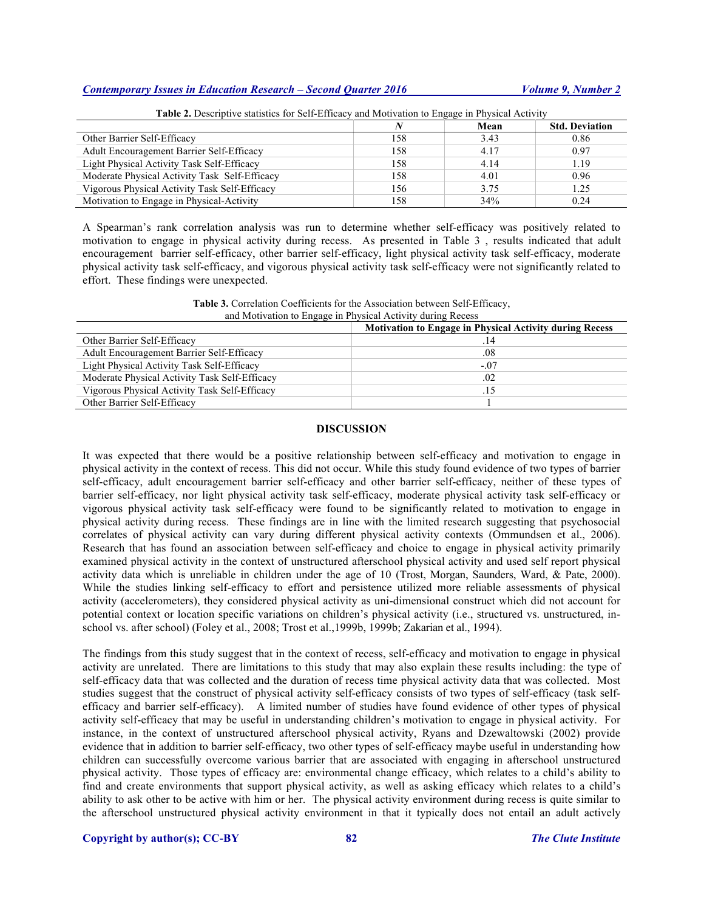**Table 2.** Descriptive statistics for Self-Efficacy and Motivation to Engage in Physical Activity

| | *N* | Mean | Std. Deviation |
|---|---|---|---|
| Other Barrier Self-Efficacy | 158 | 3.43 | 0.86 |
| Adult Encouragement Barrier Self-Efficacy | 158 | 4.17 | 0.97 |
| Light Physical Activity Task Self-Efficacy | 158 | 4.14 | 1.19 |
| Moderate Physical Activity Task Self-Efficacy | 158 | 4.01 | 0.96 |
| Vigorous Physical Activity Task Self-Efficacy | 156 | 3.75 | 1.25 |
| Motivation to Engage in Physical-Activity | 158 | 34% | 0.24 |

A Spearman's rank correlation analysis was run to determine whether self-efficacy was positively related to motivation to engage in physical activity during recess. As presented in Table 3 , results indicated that adult encouragement barrier self-efficacy, other barrier self-efficacy, light physical activity task self-efficacy, moderate physical activity task self-efficacy, and vigorous physical activity task self-efficacy were not significantly related to effort. These findings were unexpected.

**Table 3.** Correlation Coefficients for the Association between Self-Efficacy, and Motivation to Engage in Physical Activity during Recess

| | Motivation to Engage in Physical Activity during Recess |
|---|---|
| Other Barrier Self-Efficacy | .14 |
| Adult Encouragement Barrier Self-Efficacy | .08 |
| Light Physical Activity Task Self-Efficacy | -.07 |
| Moderate Physical Activity Task Self-Efficacy | .02 |
| Vigorous Physical Activity Task Self-Efficacy | .15 |
| Other Barrier Self-Efficacy | 1 |

## DISCUSSION

It was expected that there would be a positive relationship between self-efficacy and motivation to engage in physical activity in the context of recess. This did not occur. While this study found evidence of two types of barrier self-efficacy, adult encouragement barrier self-efficacy and other barrier self-efficacy, neither of these types of barrier self-efficacy, nor light physical activity task self-efficacy, moderate physical activity task self-efficacy or vigorous physical activity task self-efficacy were found to be significantly related to motivation to engage in physical activity during recess. These findings are in line with the limited research suggesting that psychosocial correlates of physical activity can vary during different physical activity contexts (Ommundsen et al., 2006). Research that has found an association between self-efficacy and choice to engage in physical activity primarily examined physical activity in the context of unstructured afterschool physical activity and used self report physical activity data which is unreliable in children under the age of 10 (Trost, Morgan, Saunders, Ward, & Pate, 2000). While the studies linking self-efficacy to effort and persistence utilized more reliable assessments of physical activity (accelerometers), they considered physical activity as uni-dimensional construct which did not account for potential context or location specific variations on children's physical activity (i.e., structured vs. unstructured, in-school vs. after school) (Foley et al., 2008; Trost et al.,1999b, 1999b; Zakarian et al., 1994).

The findings from this study suggest that in the context of recess, self-efficacy and motivation to engage in physical activity are unrelated. There are limitations to this study that may also explain these results including: the type of self-efficacy data that was collected and the duration of recess time physical activity data that was collected. Most studies suggest that the construct of physical activity self-efficacy consists of two types of self-efficacy (task self-efficacy and barrier self-efficacy). A limited number of studies have found evidence of other types of physical activity self-efficacy that may be useful in understanding children's motivation to engage in physical activity. For instance, in the context of unstructured afterschool physical activity, Ryans and Dzewaltowski (2002) provide evidence that in addition to barrier self-efficacy, two other types of self-efficacy maybe useful in understanding how children can successfully overcome various barrier that are associated with engaging in afterschool unstructured physical activity. Those types of efficacy are: environmental change efficacy, which relates to a child's ability to find and create environments that support physical activity, as well as asking efficacy which relates to a child's ability to ask other to be active with him or her. The physical activity environment during recess is quite similar to the afterschool unstructured physical activity environment in that it typically does not entail an adult actively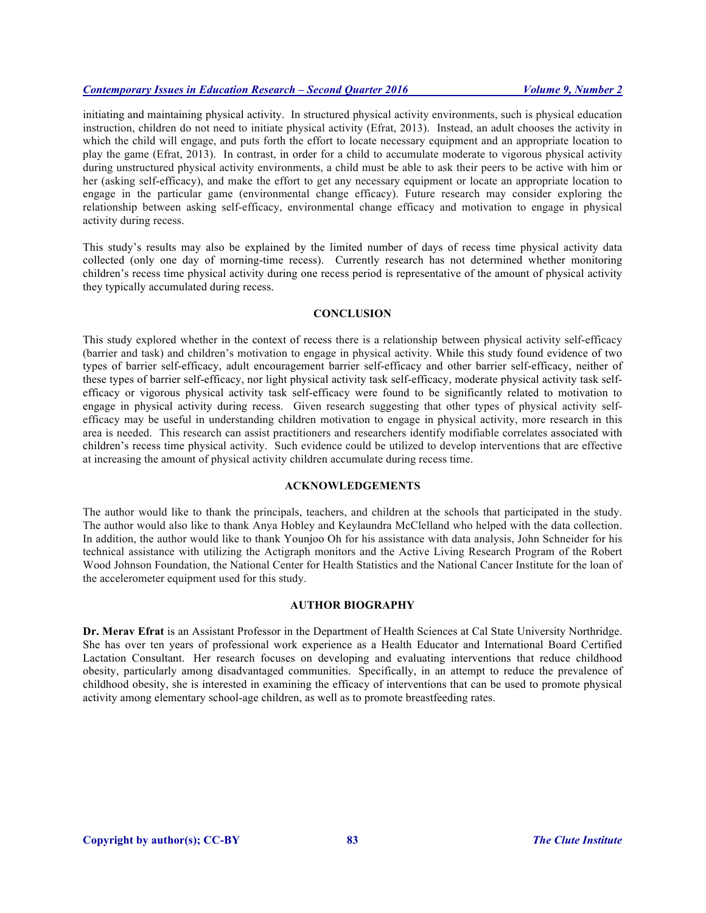initiating and maintaining physical activity. In structured physical activity environments, such is physical education instruction, children do not need to initiate physical activity (Efrat, 2013). Instead, an adult chooses the activity in which the child will engage, and puts forth the effort to locate necessary equipment and an appropriate location to play the game (Efrat, 2013). In contrast, in order for a child to accumulate moderate to vigorous physical activity during unstructured physical activity environments, a child must be able to ask their peers to be active with him or her (asking self-efficacy), and make the effort to get any necessary equipment or locate an appropriate location to engage in the particular game (environmental change efficacy). Future research may consider exploring the relationship between asking self-efficacy, environmental change efficacy and motivation to engage in physical activity during recess.

This study's results may also be explained by the limited number of days of recess time physical activity data collected (only one day of morning-time recess). Currently research has not determined whether monitoring children's recess time physical activity during one recess period is representative of the amount of physical activity they typically accumulated during recess.

## CONCLUSION

This study explored whether in the context of recess there is a relationship between physical activity self-efficacy (barrier and task) and children's motivation to engage in physical activity. While this study found evidence of two types of barrier self-efficacy, adult encouragement barrier self-efficacy and other barrier self-efficacy, neither of these types of barrier self-efficacy, nor light physical activity task self-efficacy, moderate physical activity task self-efficacy or vigorous physical activity task self-efficacy were found to be significantly related to motivation to engage in physical activity during recess. Given research suggesting that other types of physical activity self-efficacy may be useful in understanding children motivation to engage in physical activity, more research in this area is needed. This research can assist practitioners and researchers identify modifiable correlates associated with children's recess time physical activity. Such evidence could be utilized to develop interventions that are effective at increasing the amount of physical activity children accumulate during recess time.

## ACKNOWLEDGEMENTS

The author would like to thank the principals, teachers, and children at the schools that participated in the study. The author would also like to thank Anya Hobley and Keylaundra McClelland who helped with the data collection. In addition, the author would like to thank Younjoo Oh for his assistance with data analysis, John Schneider for his technical assistance with utilizing the Actigraph monitors and the Active Living Research Program of the Robert Wood Johnson Foundation, the National Center for Health Statistics and the National Cancer Institute for the loan of the accelerometer equipment used for this study.

## AUTHOR BIOGRAPHY

**Dr. Merav Efrat** is an Assistant Professor in the Department of Health Sciences at Cal State University Northridge. She has over ten years of professional work experience as a Health Educator and International Board Certified Lactation Consultant. Her research focuses on developing and evaluating interventions that reduce childhood obesity, particularly among disadvantaged communities. Specifically, in an attempt to reduce the prevalence of childhood obesity, she is interested in examining the efficacy of interventions that can be used to promote physical activity among elementary school-age children, as well as to promote breastfeeding rates.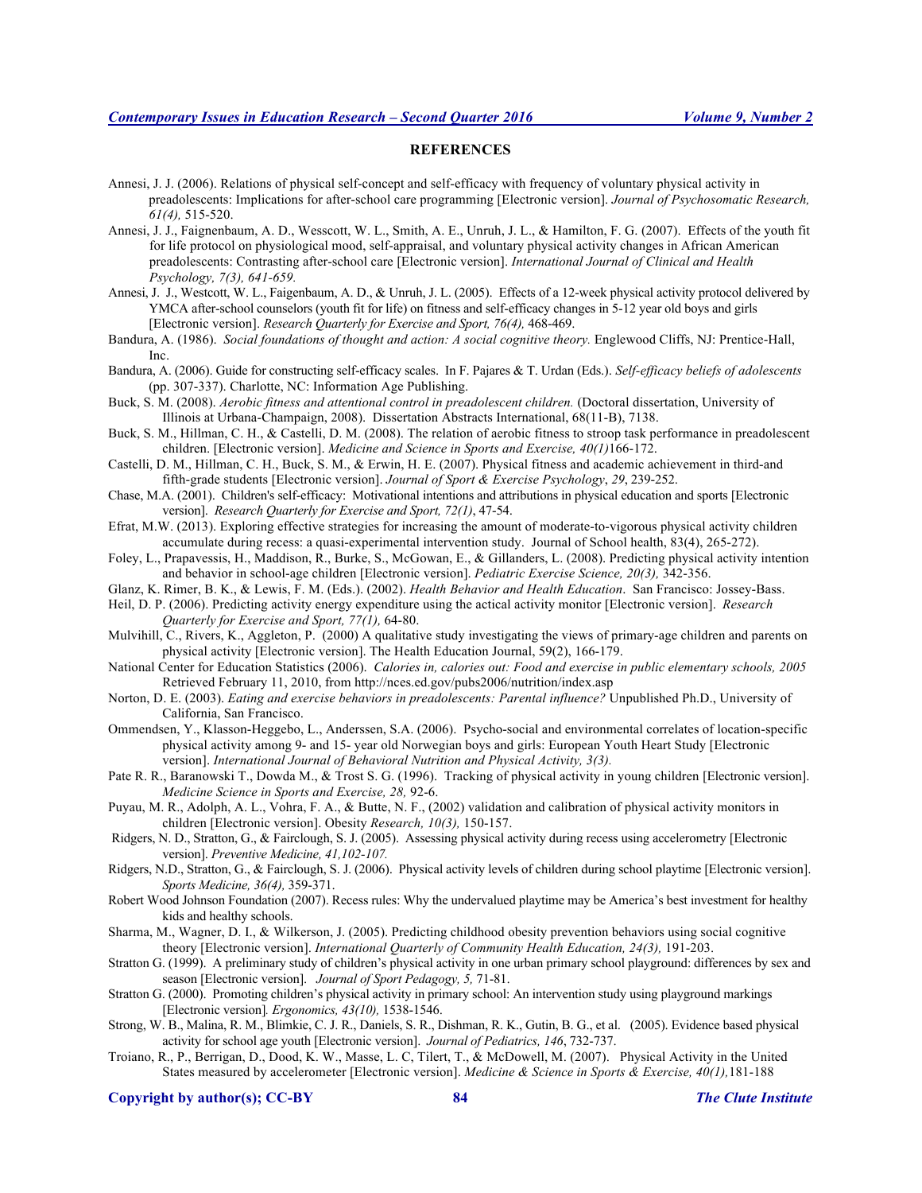## REFERENCES

Annesi, J. J. (2006). Relations of physical self-concept and self-efficacy with frequency of voluntary physical activity in preadolescents: Implications for after-school care programming [Electronic version]. *Journal of Psychosomatic Research, 61(4),* 515-520.

Annesi, J. J., Faignenbaum, A. D., Wesscott, W. L., Smith, A. E., Unruh, J. L., & Hamilton, F. G. (2007). Effects of the youth fit for life protocol on physiological mood, self-appraisal, and voluntary physical activity changes in African American preadolescents: Contrasting after-school care [Electronic version]. *International Journal of Clinical and Health Psychology, 7(3), 641-659.*

Annesi, J. J., Westcott, W. L., Faigenbaum, A. D., & Unruh, J. L. (2005). Effects of a 12-week physical activity protocol delivered by YMCA after-school counselors (youth fit for life) on fitness and self-efficacy changes in 5-12 year old boys and girls [Electronic version]. *Research Quarterly for Exercise and Sport, 76(4),* 468-469.

Bandura, A. (1986). *Social foundations of thought and action: A social cognitive theory.* Englewood Cliffs, NJ: Prentice-Hall, Inc.

Bandura, A. (2006). Guide for constructing self-efficacy scales. In F. Pajares & T. Urdan (Eds.). *Self-efficacy beliefs of adolescents* (pp. 307-337). Charlotte, NC: Information Age Publishing.

Buck, S. M. (2008). *Aerobic fitness and attentional control in preadolescent children.* (Doctoral dissertation, University of Illinois at Urbana-Champaign, 2008). Dissertation Abstracts International, 68(11-B), 7138.

Buck, S. M., Hillman, C. H., & Castelli, D. M. (2008). The relation of aerobic fitness to stroop task performance in preadolescent children. [Electronic version]. *Medicine and Science in Sports and Exercise, 40(1)*166-172.

Castelli, D. M., Hillman, C. H., Buck, S. M., & Erwin, H. E. (2007). Physical fitness and academic achievement in third-and fifth-grade students [Electronic version]. *Journal of Sport & Exercise Psychology*, *29*, 239-252.

Chase, M.A. (2001). Children's self-efficacy: Motivational intentions and attributions in physical education and sports [Electronic version]. *Research Quarterly for Exercise and Sport, 72(1)*, 47-54.

Efrat, M.W. (2013). Exploring effective strategies for increasing the amount of moderate-to-vigorous physical activity children accumulate during recess: a quasi-experimental intervention study. Journal of School health, 83(4), 265-272).

Foley, L., Prapavessis, H., Maddison, R., Burke, S., McGowan, E., & Gillanders, L. (2008). Predicting physical activity intention and behavior in school-age children [Electronic version]. *Pediatric Exercise Science, 20(3),* 342-356.

Glanz, K. Rimer, B. K., & Lewis, F. M. (Eds.). (2002). *Health Behavior and Health Education*. San Francisco: Jossey-Bass.

Heil, D. P. (2006). Predicting activity energy expenditure using the actical activity monitor [Electronic version]. *Research Quarterly for Exercise and Sport, 77(1),* 64-80.

Mulvihill, C., Rivers, K., Aggleton, P. (2000) A qualitative study investigating the views of primary-age children and parents on physical activity [Electronic version]. The Health Education Journal, 59(2), 166-179.

National Center for Education Statistics (2006). *Calories in, calories out: Food and exercise in public elementary schools, 2005* Retrieved February 11, 2010, from http://nces.ed.gov/pubs2006/nutrition/index.asp

Norton, D. E. (2003). *Eating and exercise behaviors in preadolescents: Parental influence?* Unpublished Ph.D., University of California, San Francisco.

Ommendsen, Y., Klasson-Heggebo, L., Anderssen, S.A. (2006). Psycho-social and environmental correlates of location-specific physical activity among 9- and 15- year old Norwegian boys and girls: European Youth Heart Study [Electronic version]. *International Journal of Behavioral Nutrition and Physical Activity, 3(3).*

Pate R. R., Baranowski T., Dowda M., & Trost S. G. (1996). Tracking of physical activity in young children [Electronic version]. *Medicine Science in Sports and Exercise, 28,* 92-6.

Puyau, M. R., Adolph, A. L., Vohra, F. A., & Butte, N. F., (2002) validation and calibration of physical activity monitors in children [Electronic version]. Obesity *Research, 10(3),* 150-157.

Ridgers, N. D., Stratton, G., & Fairclough, S. J. (2005). Assessing physical activity during recess using accelerometry [Electronic version]. *Preventive Medicine, 41,102-107.*

Ridgers, N.D., Stratton, G., & Fairclough, S. J. (2006). Physical activity levels of children during school playtime [Electronic version]. *Sports Medicine, 36(4),* 359-371.

Robert Wood Johnson Foundation (2007). Recess rules: Why the undervalued playtime may be America's best investment for healthy kids and healthy schools.

Sharma, M., Wagner, D. I., & Wilkerson, J. (2005). Predicting childhood obesity prevention behaviors using social cognitive theory [Electronic version]. *International Quarterly of Community Health Education, 24(3),* 191-203.

Stratton G. (1999). A preliminary study of children's physical activity in one urban primary school playground: differences by sex and season [Electronic version]. *Journal of Sport Pedagogy, 5,* 71-81.

Stratton G. (2000). Promoting children's physical activity in primary school: An intervention study using playground markings [Electronic version]*. Ergonomics, 43(10),* 1538-1546.

Strong, W. B., Malina, R. M., Blimkie, C. J. R., Daniels, S. R., Dishman, R. K., Gutin, B. G., et al. (2005). Evidence based physical activity for school age youth [Electronic version]. *Journal of Pediatrics, 146*, 732-737.

Troiano, R., P., Berrigan, D., Dood, K. W., Masse, L. C, Tilert, T., & McDowell, M. (2007). Physical Activity in the United States measured by accelerometer [Electronic version]. *Medicine & Science in Sports & Exercise, 40(1),*181-188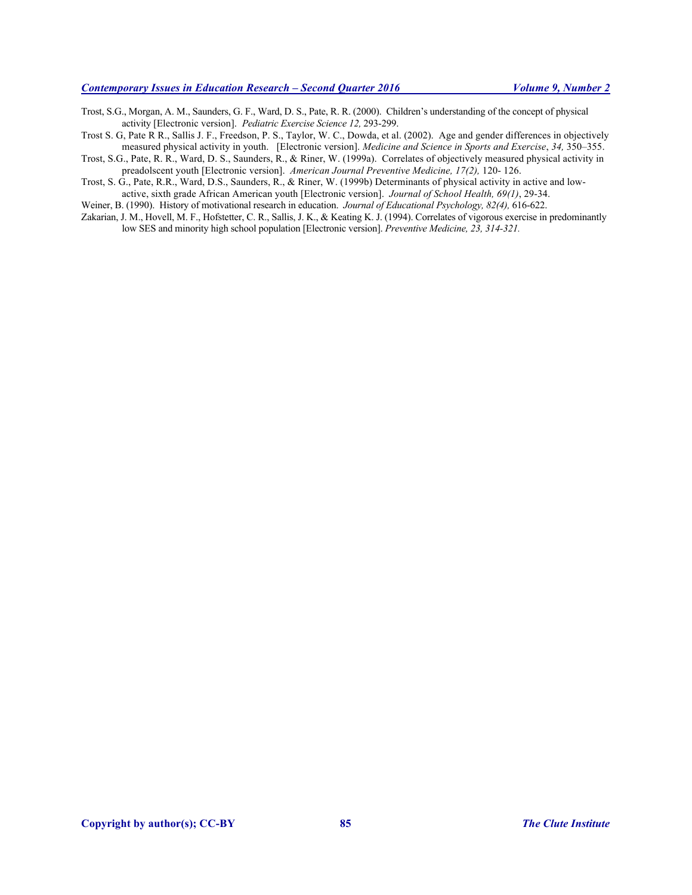Trost, S.G., Morgan, A. M., Saunders, G. F., Ward, D. S., Pate, R. R. (2000). Children's understanding of the concept of physical activity [Electronic version]. *Pediatric Exercise Science 12,* 293-299.

Trost S. G, Pate R R., Sallis J. F., Freedson, P. S., Taylor, W. C., Dowda, et al. (2002). Age and gender differences in objectively measured physical activity in youth. [Electronic version]. *Medicine and Science in Sports and Exercise*, *34,* 350–355.

Trost, S.G., Pate, R. R., Ward, D. S., Saunders, R., & Riner, W. (1999a). Correlates of objectively measured physical activity in preadolscent youth [Electronic version]. *American Journal Preventive Medicine, 17(2),* 120- 126.

Trost, S. G., Pate, R.R., Ward, D.S., Saunders, R., & Riner, W. (1999b) Determinants of physical activity in active and low-active, sixth grade African American youth [Electronic version]. *Journal of School Health, 69(1)*, 29-34.

Weiner, B. (1990). History of motivational research in education. *Journal of Educational Psychology, 82(4),* 616-622.

Zakarian, J. M., Hovell, M. F., Hofstetter, C. R., Sallis, J. K., & Keating K. J. (1994). Correlates of vigorous exercise in predominantly low SES and minority high school population [Electronic version]. *Preventive Medicine, 23, 314-321.*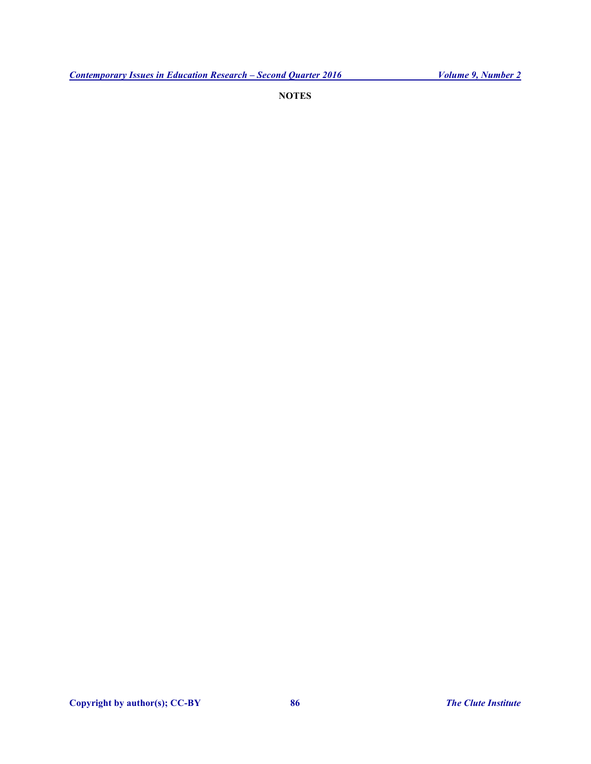**NOTES**